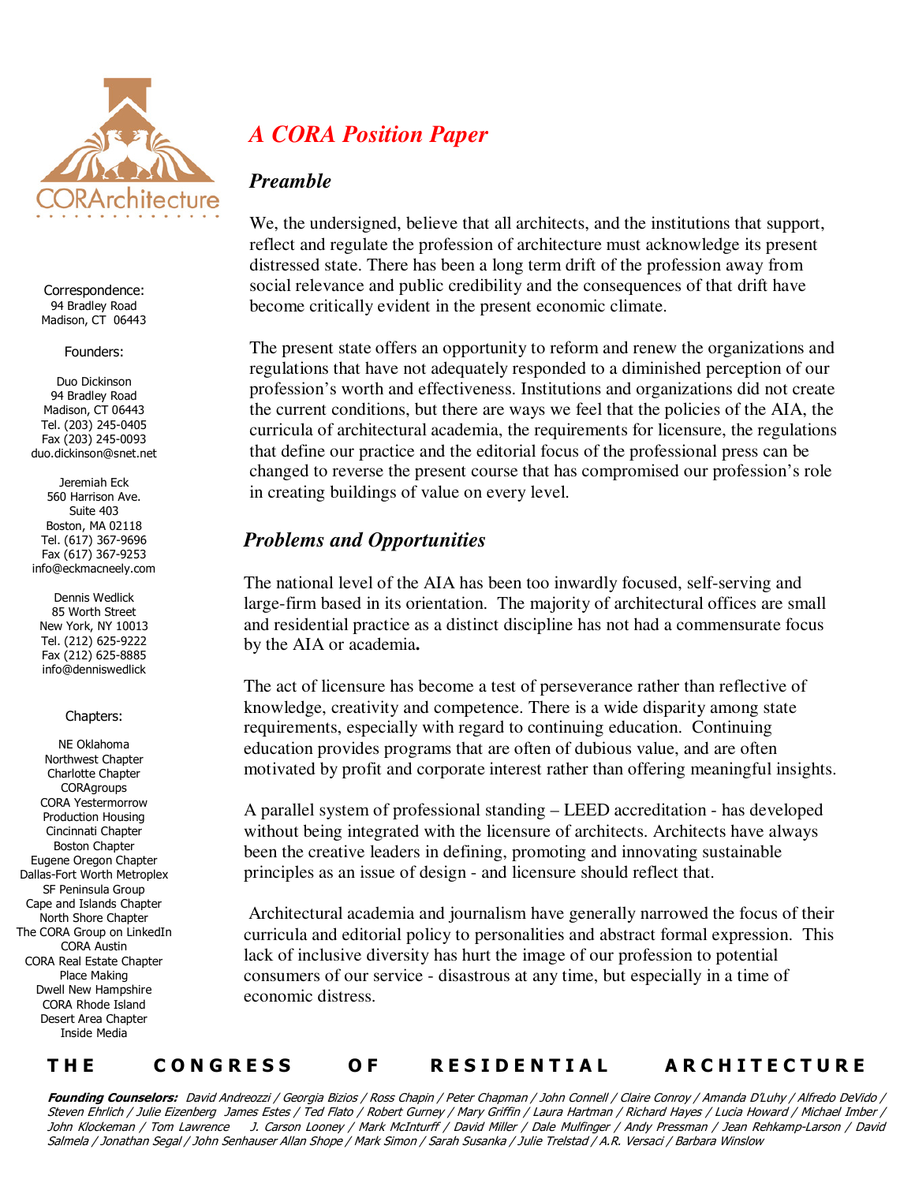CORArchitecture

Correspondence:
94 Bradley Road
Madison, CT 06443

Founders:

Duo Dickinson
94 Bradley Road
Madison, CT 06443
Tel. (203) 245-0405
Fax (203) 245-0093
duo.dickinson@snet.net

Jeremiah Eck
560 Harrison Ave.
Suite 403
Boston, MA 02118
Tel. (617) 367-9696
Fax (617) 367-9253
info@eckmacneely.com

Dennis Wedlick
85 Worth Street
New York, NY 10013
Tel. (212) 625-9222
Fax (212) 625-8885
info@denniswedlick

Chapters:

NE Oklahoma
Northwest Chapter
Charlotte Chapter
CORAgroups
CORA Yestermorrow
Production Housing
Cincinnati Chapter
Boston Chapter
Eugene Oregon Chapter
Dallas-Fort Worth Metroplex
SF Peninsula Group
Cape and Islands Chapter
North Shore Chapter
The CORA Group on LinkedIn
CORA Austin
CORA Real Estate Chapter
Place Making
Dwell New Hampshire
CORA Rhode Island
Desert Area Chapter
Inside Media

# *A CORA Position Paper*

## *Preamble*

We, the undersigned, believe that all architects, and the institutions that support, reflect and regulate the profession of architecture must acknowledge its present distressed state. There has been a long term drift of the profession away from social relevance and public credibility and the consequences of that drift have become critically evident in the present economic climate.

The present state offers an opportunity to reform and renew the organizations and regulations that have not adequately responded to a diminished perception of our profession's worth and effectiveness. Institutions and organizations did not create the current conditions, but there are ways we feel that the policies of the AIA, the curricula of architectural academia, the requirements for licensure, the regulations that define our practice and the editorial focus of the professional press can be changed to reverse the present course that has compromised our profession's role in creating buildings of value on every level.

## *Problems and Opportunities*

The national level of the AIA has been too inwardly focused, self-serving and large-firm based in its orientation. The majority of architectural offices are small and residential practice as a distinct discipline has not had a commensurate focus by the AIA or academia**.**

The act of licensure has become a test of perseverance rather than reflective of knowledge, creativity and competence. There is a wide disparity among state requirements, especially with regard to continuing education. Continuing education provides programs that are often of dubious value, and are often motivated by profit and corporate interest rather than offering meaningful insights.

A parallel system of professional standing – LEED accreditation - has developed without being integrated with the licensure of architects. Architects have always been the creative leaders in defining, promoting and innovating sustainable principles as an issue of design - and licensure should reflect that.

Architectural academia and journalism have generally narrowed the focus of their curricula and editorial policy to personalities and abstract formal expression. This lack of inclusive diversity has hurt the image of our profession to potential consumers of our service - disastrous at any time, but especially in a time of economic distress.

**THE CONGRESS OF RESIDENTIAL ARCHITECTURE**

***Founding Counselors:*** *David Andreozzi / Georgia Bizios / Ross Chapin / Peter Chapman / John Connell / Claire Conroy / Amanda D'Luhy / Alfredo DeVido / Steven Ehrlich / Julie Eizenberg James Estes / Ted Flato / Robert Gurney / Mary Griffin / Laura Hartman / Richard Hayes / Lucia Howard / Michael Imber / John Klockeman / Tom Lawrence J. Carson Looney / Mark McInturff / David Miller / Dale Mulfinger / Andy Pressman / Jean Rehkamp-Larson / David Salmela / Jonathan Segal / John Senhauser Allan Shope / Mark Simon / Sarah Susanka / Julie Trelstad / A.R. Versaci / Barbara Winslow*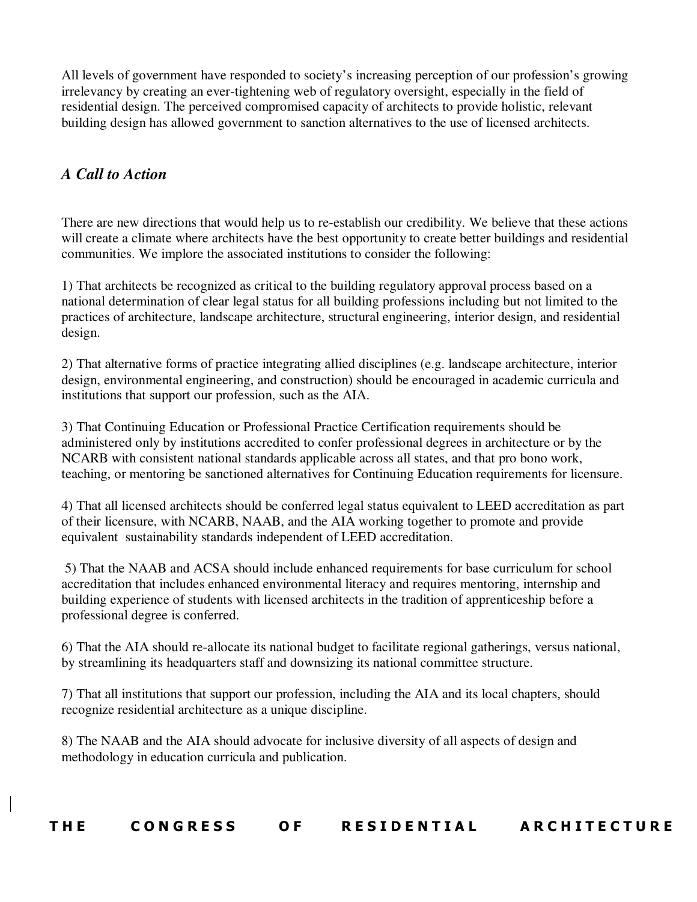All levels of government have responded to society's increasing perception of our profession's growing irrelevancy by creating an ever-tightening web of regulatory oversight, especially in the field of residential design. The perceived compromised capacity of architects to provide holistic, relevant building design has allowed government to sanction alternatives to the use of licensed architects.

## *A Call to Action*

There are new directions that would help us to re-establish our credibility. We believe that these actions will create a climate where architects have the best opportunity to create better buildings and residential communities. We implore the associated institutions to consider the following:

1) That architects be recognized as critical to the building regulatory approval process based on a national determination of clear legal status for all building professions including but not limited to the practices of architecture, landscape architecture, structural engineering, interior design, and residential design.

2) That alternative forms of practice integrating allied disciplines (e.g. landscape architecture, interior design, environmental engineering, and construction) should be encouraged in academic curricula and institutions that support our profession, such as the AIA.

3) That Continuing Education or Professional Practice Certification requirements should be administered only by institutions accredited to confer professional degrees in architecture or by the NCARB with consistent national standards applicable across all states, and that pro bono work, teaching, or mentoring be sanctioned alternatives for Continuing Education requirements for licensure.

4) That all licensed architects should be conferred legal status equivalent to LEED accreditation as part of their licensure, with NCARB, NAAB, and the AIA working together to promote and provide equivalent sustainability standards independent of LEED accreditation.

5) That the NAAB and ACSA should include enhanced requirements for base curriculum for school accreditation that includes enhanced environmental literacy and requires mentoring, internship and building experience of students with licensed architects in the tradition of apprenticeship before a professional degree is conferred.

6) That the AIA should re-allocate its national budget to facilitate regional gatherings, versus national, by streamlining its headquarters staff and downsizing its national committee structure.

7) That all institutions that support our profession, including the AIA and its local chapters, should recognize residential architecture as a unique discipline.

8) The NAAB and the AIA should advocate for inclusive diversity of all aspects of design and methodology in education curricula and publication.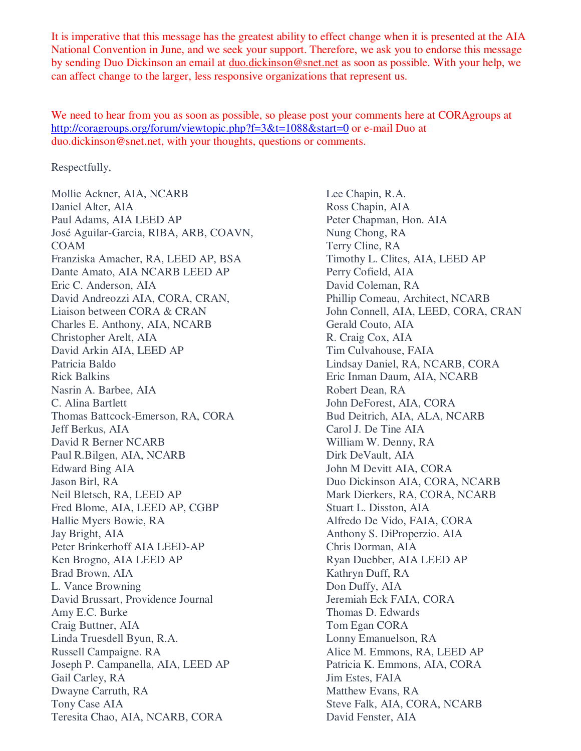It is imperative that this message has the greatest ability to effect change when it is presented at the AIA National Convention in June, and we seek your support. Therefore, we ask you to endorse this message by sending Duo Dickinson an email at duo.dickinson@snet.net as soon as possible. With your help, we can affect change to the larger, less responsive organizations that represent us.

We need to hear from you as soon as possible, so please post your comments here at CORAgroups at http://coragroups.org/forum/viewtopic.php?f=3&t=1088&start=0 or e-mail Duo at duo.dickinson@snet.net, with your thoughts, questions or comments.

Respectfully,

Mollie Ackner, AIA, NCARB
Daniel Alter, AIA
Paul Adams, AIA LEED AP
José Aguilar-Garcia, RIBA, ARB, COAVN, COAM
Franziska Amacher, RA, LEED AP, BSA
Dante Amato, AIA NCARB LEED AP
Eric C. Anderson, AIA
David Andreozzi AIA, CORA, CRAN, Liaison between CORA & CRAN
Charles E. Anthony, AIA, NCARB
Christopher Arelt, AIA
David Arkin AIA, LEED AP
Patricia Baldo
Rick Balkins
Nasrin A. Barbee, AIA
C. Alina Bartlett
Thomas Battcock-Emerson, RA, CORA
Jeff Berkus, AIA
David R Berner NCARB
Paul R.Bilgen, AIA, NCARB
Edward Bing AIA
Jason Birl, RA
Neil Bletsch, RA, LEED AP
Fred Blome, AIA, LEED AP, CGBP
Hallie Myers Bowie, RA
Jay Bright, AIA
Peter Brinkerhoff AIA LEED-AP
Ken Brogno, AIA LEED AP
Brad Brown, AIA
L. Vance Browning
David Brussart, Providence Journal
Amy E.C. Burke
Craig Buttner, AIA
Linda Truesdell Byun, R.A.
Russell Campaigne. RA
Joseph P. Campanella, AIA, LEED AP
Gail Carley, RA
Dwayne Carruth, RA
Tony Case AIA
Teresita Chao, AIA, NCARB, CORA
Lee Chapin, R.A.
Ross Chapin, AIA
Peter Chapman, Hon. AIA
Nung Chong, RA
Terry Cline, RA
Timothy L. Clites, AIA, LEED AP
Perry Cofield, AIA
David Coleman, RA
Phillip Comeau, Architect, NCARB
John Connell, AIA, LEED, CORA, CRAN
Gerald Couto, AIA
R. Craig Cox, AIA
Tim Culvahouse, FAIA
Lindsay Daniel, RA, NCARB, CORA
Eric Inman Daum, AIA, NCARB
Robert Dean, RA
John DeForest, AIA, CORA
Bud Deitrich, AIA, ALA, NCARB
Carol J. De Tine AIA
William W. Denny, RA
Dirk DeVault, AIA
John M Devitt AIA, CORA
Duo Dickinson AIA, CORA, NCARB
Mark Dierkers, RA, CORA, NCARB
Stuart L. Disston, AIA
Alfredo De Vido, FAIA, CORA
Anthony S. DiProperzio. AIA
Chris Dorman, AIA
Ryan Duebber, AIA LEED AP
Kathryn Duff, RA
Don Duffy, AIA
Jeremiah Eck FAIA, CORA
Thomas D. Edwards
Tom Egan CORA
Lonny Emanuelson, RA
Alice M. Emmons, RA, LEED AP
Patricia K. Emmons, AIA, CORA
Jim Estes, FAIA
Matthew Evans, RA
Steve Falk, AIA, CORA, NCARB
David Fenster, AIA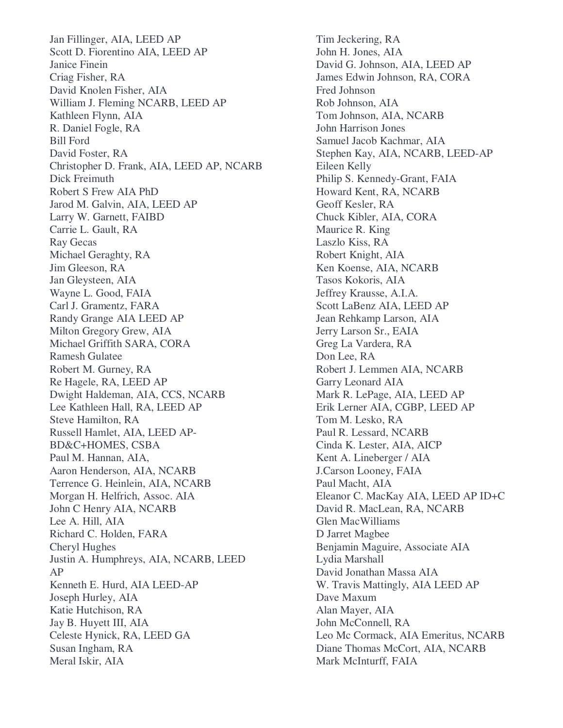Jan Fillinger, AIA, LEED AP
Scott D. Fiorentino AIA, LEED AP
Janice Finein
Criag Fisher, RA
David Knolen Fisher, AIA
William J. Fleming NCARB, LEED AP
Kathleen Flynn, AIA
R. Daniel Fogle, RA
Bill Ford
David Foster, RA
Christopher D. Frank, AIA, LEED AP, NCARB
Dick Freimuth
Robert S Frew AIA PhD
Jarod M. Galvin, AIA, LEED AP
Larry W. Garnett, FAIBD
Carrie L. Gault, RA
Ray Gecas
Michael Geraghty, RA
Jim Gleeson, RA
Jan Gleysteen, AIA
Wayne L. Good, FAIA
Carl J. Gramentz, FARA
Randy Grange AIA LEED AP
Milton Gregory Grew, AIA
Michael Griffith SARA, CORA
Ramesh Gulatee
Robert M. Gurney, RA
Re Hagele, RA, LEED AP
Dwight Haldeman, AIA, CCS, NCARB
Lee Kathleen Hall, RA, LEED AP
Steve Hamilton, RA
Russell Hamlet, AIA, LEED AP-BD&C+HOMES, CSBA
Paul M. Hannan, AIA,
Aaron Henderson, AIA, NCARB
Terrence G. Heinlein, AIA, NCARB
Morgan H. Helfrich, Assoc. AIA
John C Henry AIA, NCARB
Lee A. Hill, AIA
Richard C. Holden, FARA
Cheryl Hughes
Justin A. Humphreys, AIA, NCARB, LEED AP
Kenneth E. Hurd, AIA LEED-AP
Joseph Hurley, AIA
Katie Hutchison, RA
Jay B. Huyett III, AIA
Celeste Hynick, RA, LEED GA
Susan Ingham, RA
Meral Iskir, AIA
Tim Jeckering, RA
John H. Jones, AIA
David G. Johnson, AIA, LEED AP
James Edwin Johnson, RA, CORA
Fred Johnson
Rob Johnson, AIA
Tom Johnson, AIA, NCARB
John Harrison Jones
Samuel Jacob Kachmar, AIA
Stephen Kay, AIA, NCARB, LEED-AP
Eileen Kelly
Philip S. Kennedy-Grant, FAIA
Howard Kent, RA, NCARB
Geoff Kesler, RA
Chuck Kibler, AIA, CORA
Maurice R. King
Laszlo Kiss, RA
Robert Knight, AIA
Ken Koense, AIA, NCARB
Tasos Kokoris, AIA
Jeffrey Krausse, A.I.A.
Scott LaBenz AIA, LEED AP
Jean Rehkamp Larson, AIA
Jerry Larson Sr., EAIA
Greg La Vardera, RA
Don Lee, RA
Robert J. Lemmen AIA, NCARB
Garry Leonard AIA
Mark R. LePage, AIA, LEED AP
Erik Lerner AIA, CGBP, LEED AP
Tom M. Lesko, RA
Paul R. Lessard, NCARB
Cinda K. Lester, AIA, AICP
Kent A. Lineberger / AIA
J.Carson Looney, FAIA
Paul Macht, AIA
Eleanor C. MacKay AIA, LEED AP ID+C
David R. MacLean, RA, NCARB
Glen MacWilliams
D Jarret Magbee
Benjamin Maguire, Associate AIA
Lydia Marshall
David Jonathan Massa AIA
W. Travis Mattingly, AIA LEED AP
Dave Maxum
Alan Mayer, AIA
John McConnell, RA
Leo Mc Cormack, AIA Emeritus, NCARB
Diane Thomas McCort, AIA, NCARB
Mark McInturff, FAIA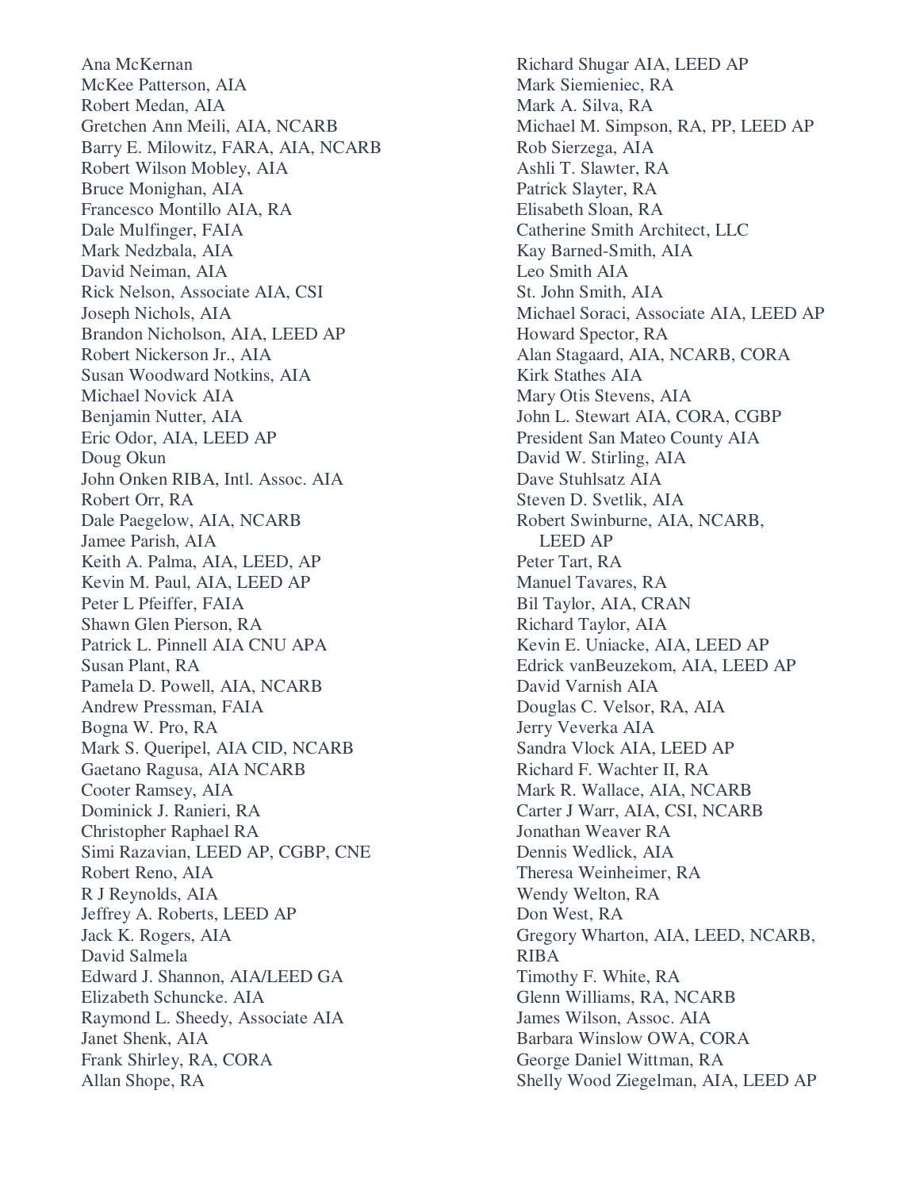Ana McKernan
McKee Patterson, AIA
Robert Medan, AIA
Gretchen Ann Meili, AIA, NCARB
Barry E. Milowitz, FARA, AIA, NCARB
Robert Wilson Mobley, AIA
Bruce Monighan, AIA
Francesco Montillo AIA, RA
Dale Mulfinger, FAIA
Mark Nedzbala, AIA
David Neiman, AIA
Rick Nelson, Associate AIA, CSI
Joseph Nichols, AIA
Brandon Nicholson, AIA, LEED AP
Robert Nickerson Jr., AIA
Susan Woodward Notkins, AIA
Michael Novick AIA
Benjamin Nutter, AIA
Eric Odor, AIA, LEED AP
Doug Okun
John Onken RIBA, Intl. Assoc. AIA
Robert Orr, RA
Dale Paegelow, AIA, NCARB
Jamee Parish, AIA
Keith A. Palma, AIA, LEED, AP
Kevin M. Paul, AIA, LEED AP
Peter L Pfeiffer, FAIA
Shawn Glen Pierson, RA
Patrick L. Pinnell AIA CNU APA
Susan Plant, RA
Pamela D. Powell, AIA, NCARB
Andrew Pressman, FAIA
Bogna W. Pro, RA
Mark S. Queripel, AIA CID, NCARB
Gaetano Ragusa, AIA NCARB
Cooter Ramsey, AIA
Dominick J. Ranieri, RA
Christopher Raphael RA
Simi Razavian, LEED AP, CGBP, CNE
Robert Reno, AIA
R J Reynolds, AIA
Jeffrey A. Roberts, LEED AP
Jack K. Rogers, AIA
David Salmela
Edward J. Shannon, AIA/LEED GA
Elizabeth Schuncke. AIA
Raymond L. Sheedy, Associate AIA
Janet Shenk, AIA
Frank Shirley, RA, CORA
Allan Shope, RA
Richard Shugar AIA, LEED AP
Mark Siemieniec, RA
Mark A. Silva, RA
Michael M. Simpson, RA, PP, LEED AP
Rob Sierzega, AIA
Ashli T. Slawter, RA
Patrick Slayter, RA
Elisabeth Sloan, RA
Catherine Smith Architect, LLC
Kay Barned-Smith, AIA
Leo Smith AIA
St. John Smith, AIA
Michael Soraci, Associate AIA, LEED AP
Howard Spector, RA
Alan Stagaard, AIA, NCARB, CORA
Kirk Stathes AIA
Mary Otis Stevens, AIA
John L. Stewart AIA, CORA, CGBP
President San Mateo County AIA
David W. Stirling, AIA
Dave Stuhlsatz AIA
Steven D. Svetlik, AIA
Robert Swinburne, AIA, NCARB, LEED AP
Peter Tart, RA
Manuel Tavares, RA
Bil Taylor, AIA, CRAN
Richard Taylor, AIA
Kevin E. Uniacke, AIA, LEED AP
Edrick vanBeuzekom, AIA, LEED AP
David Varnish AIA
Douglas C. Velsor, RA, AIA
Jerry Veverka AIA
Sandra Vlock AIA, LEED AP
Richard F. Wachter II, RA
Mark R. Wallace, AIA, NCARB
Carter J Warr, AIA, CSI, NCARB
Jonathan Weaver RA
Dennis Wedlick, AIA
Theresa Weinheimer, RA
Wendy Welton, RA
Don West, RA
Gregory Wharton, AIA, LEED, NCARB, RIBA
Timothy F. White, RA
Glenn Williams, RA, NCARB
James Wilson, Assoc. AIA
Barbara Winslow OWA, CORA
George Daniel Wittman, RA
Shelly Wood Ziegelman, AIA, LEED AP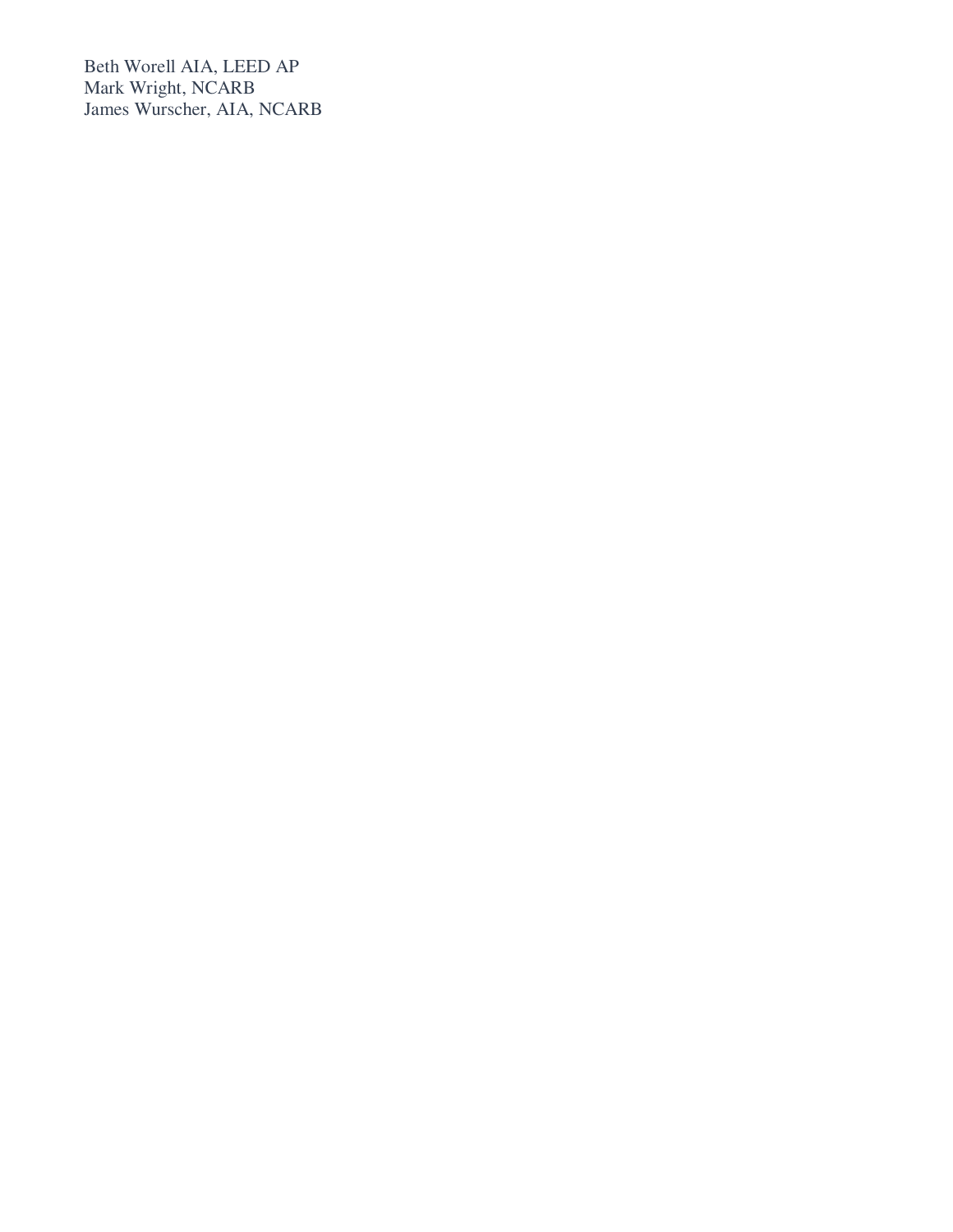Beth Worell AIA, LEED AP
Mark Wright, NCARB
James Wurscher, AIA, NCARB